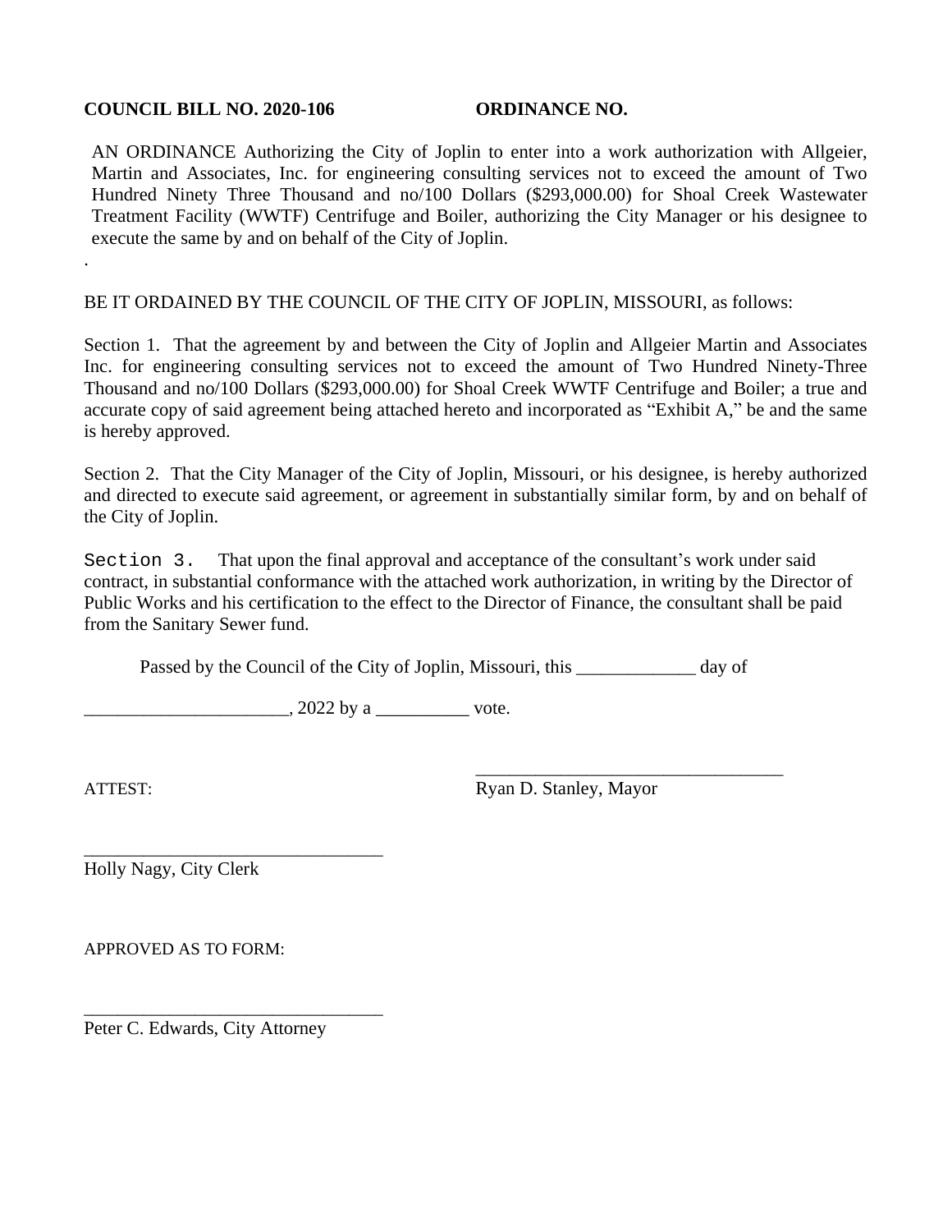**COUNCIL BILL NO. 2020-106** **ORDINANCE NO.**

AN ORDINANCE Authorizing the City of Joplin to enter into a work authorization with Allgeier, Martin and Associates, Inc. for engineering consulting services not to exceed the amount of Two Hundred Ninety Three Thousand and no/100 Dollars ($293,000.00) for Shoal Creek Wastewater Treatment Facility (WWTF) Centrifuge and Boiler, authorizing the City Manager or his designee to execute the same by and on behalf of the City of Joplin.

.

BE IT ORDAINED BY THE COUNCIL OF THE CITY OF JOPLIN, MISSOURI, as follows:

Section 1. That the agreement by and between the City of Joplin and Allgeier Martin and Associates Inc. for engineering consulting services not to exceed the amount of Two Hundred Ninety-Three Thousand and no/100 Dollars ($293,000.00) for Shoal Creek WWTF Centrifuge and Boiler; a true and accurate copy of said agreement being attached hereto and incorporated as "Exhibit A," be and the same is hereby approved.

Section 2. That the City Manager of the City of Joplin, Missouri, or his designee, is hereby authorized and directed to execute said agreement, or agreement in substantially similar form, by and on behalf of the City of Joplin.

Section 3. That upon the final approval and acceptance of the consultant's work under said contract, in substantial conformance with the attached work authorization, in writing by the Director of Public Works and his certification to the effect to the Director of Finance, the consultant shall be paid from the Sanitary Sewer fund.

Passed by the Council of the City of Joplin, Missouri, this _____________ day of

______________________, 2022 by a __________ vote.

ATTEST:

___________________________________
Ryan D. Stanley, Mayor

_________________________________
Holly Nagy, City Clerk

APPROVED AS TO FORM:

_________________________________
Peter C. Edwards, City Attorney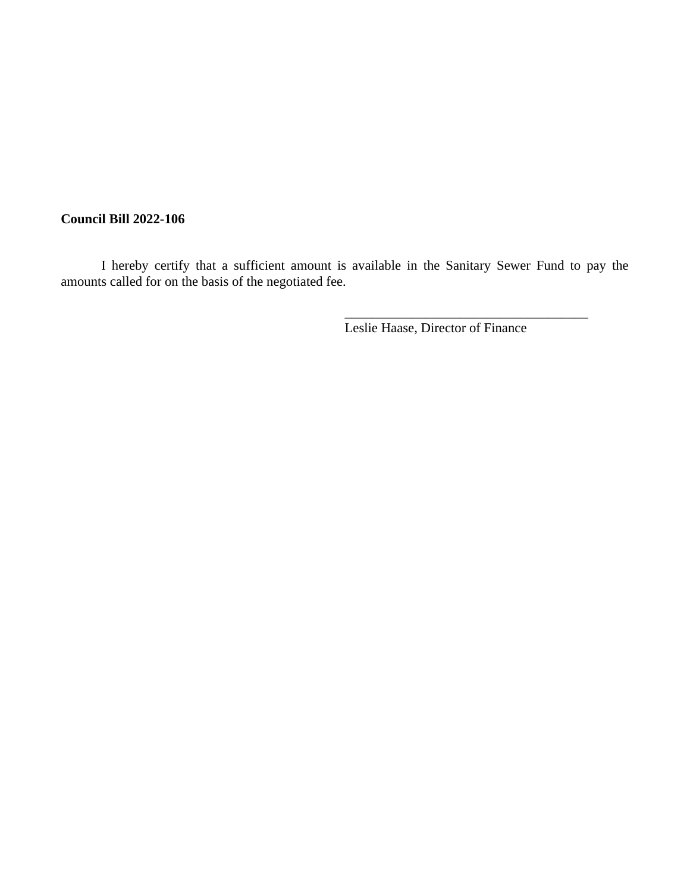**Council Bill 2022-106**

I hereby certify that a sufficient amount is available in the Sanitary Sewer Fund to pay the amounts called for on the basis of the negotiated fee.

_____________________________________
Leslie Haase, Director of Finance